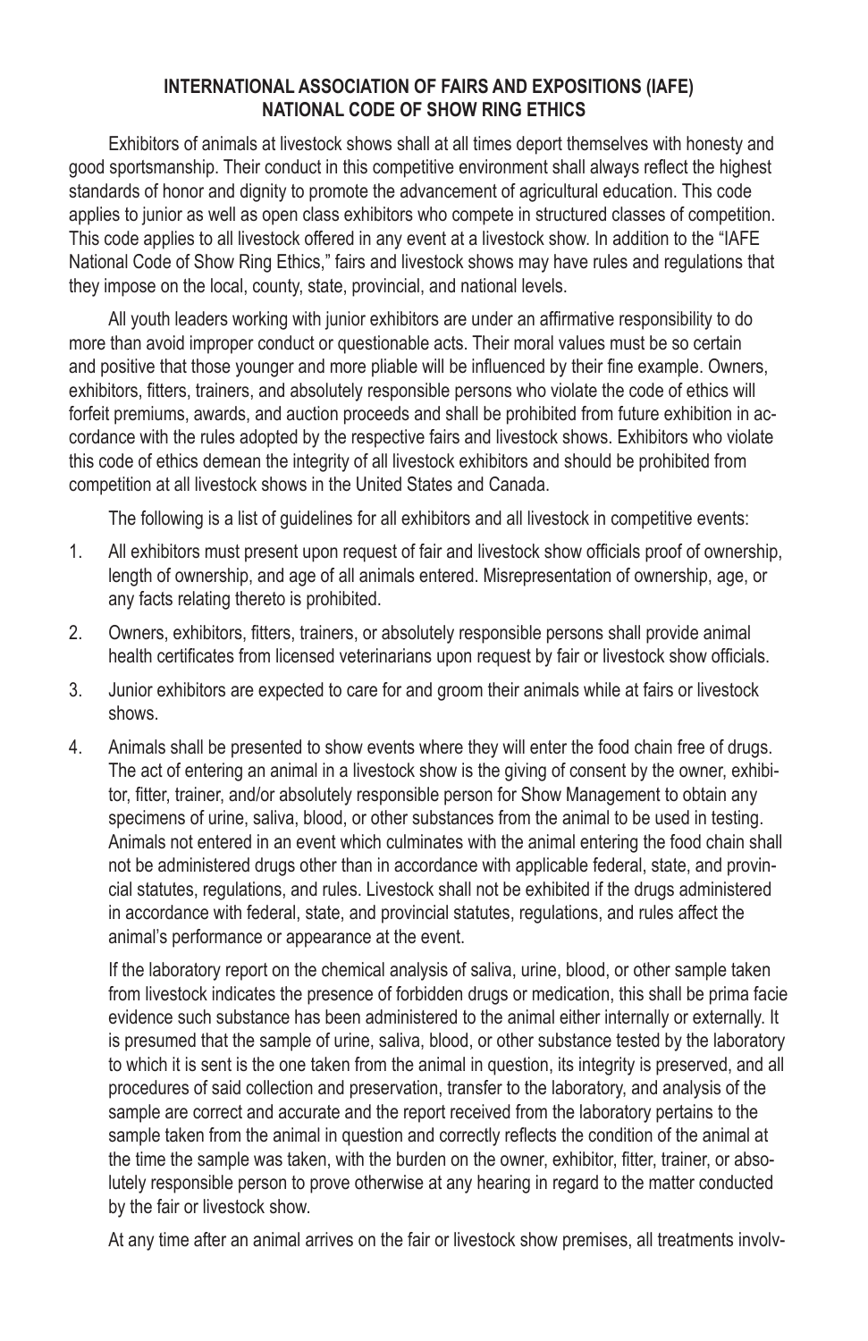# INTERNATIONAL ASSOCIATION OF FAIRS AND EXPOSITIONS (IAFE)
# NATIONAL CODE OF SHOW RING ETHICS

Exhibitors of animals at livestock shows shall at all times deport themselves with honesty and good sportsmanship. Their conduct in this competitive environment shall always reflect the highest standards of honor and dignity to promote the advancement of agricultural education. This code applies to junior as well as open class exhibitors who compete in structured classes of competition. This code applies to all livestock offered in any event at a livestock show. In addition to the "IAFE National Code of Show Ring Ethics," fairs and livestock shows may have rules and regulations that they impose on the local, county, state, provincial, and national levels.

All youth leaders working with junior exhibitors are under an affirmative responsibility to do more than avoid improper conduct or questionable acts. Their moral values must be so certain and positive that those younger and more pliable will be influenced by their fine example. Owners, exhibitors, fitters, trainers, and absolutely responsible persons who violate the code of ethics will forfeit premiums, awards, and auction proceeds and shall be prohibited from future exhibition in accordance with the rules adopted by the respective fairs and livestock shows. Exhibitors who violate this code of ethics demean the integrity of all livestock exhibitors and should be prohibited from competition at all livestock shows in the United States and Canada.

The following is a list of guidelines for all exhibitors and all livestock in competitive events:

1. All exhibitors must present upon request of fair and livestock show officials proof of ownership, length of ownership, and age of all animals entered. Misrepresentation of ownership, age, or any facts relating thereto is prohibited.

2. Owners, exhibitors, fitters, trainers, or absolutely responsible persons shall provide animal health certificates from licensed veterinarians upon request by fair or livestock show officials.

3. Junior exhibitors are expected to care for and groom their animals while at fairs or livestock shows.

4. Animals shall be presented to show events where they will enter the food chain free of drugs. The act of entering an animal in a livestock show is the giving of consent by the owner, exhibitor, fitter, trainer, and/or absolutely responsible person for Show Management to obtain any specimens of urine, saliva, blood, or other substances from the animal to be used in testing. Animals not entered in an event which culminates with the animal entering the food chain shall not be administered drugs other than in accordance with applicable federal, state, and provincial statutes, regulations, and rules. Livestock shall not be exhibited if the drugs administered in accordance with federal, state, and provincial statutes, regulations, and rules affect the animal's performance or appearance at the event.

   If the laboratory report on the chemical analysis of saliva, urine, blood, or other sample taken from livestock indicates the presence of forbidden drugs or medication, this shall be prima facie evidence such substance has been administered to the animal either internally or externally. It is presumed that the sample of urine, saliva, blood, or other substance tested by the laboratory to which it is sent is the one taken from the animal in question, its integrity is preserved, and all procedures of said collection and preservation, transfer to the laboratory, and analysis of the sample are correct and accurate and the report received from the laboratory pertains to the sample taken from the animal in question and correctly reflects the condition of the animal at the time the sample was taken, with the burden on the owner, exhibitor, fitter, trainer, or absolutely responsible person to prove otherwise at any hearing in regard to the matter conducted by the fair or livestock show.

   At any time after an animal arrives on the fair or livestock show premises, all treatments involv-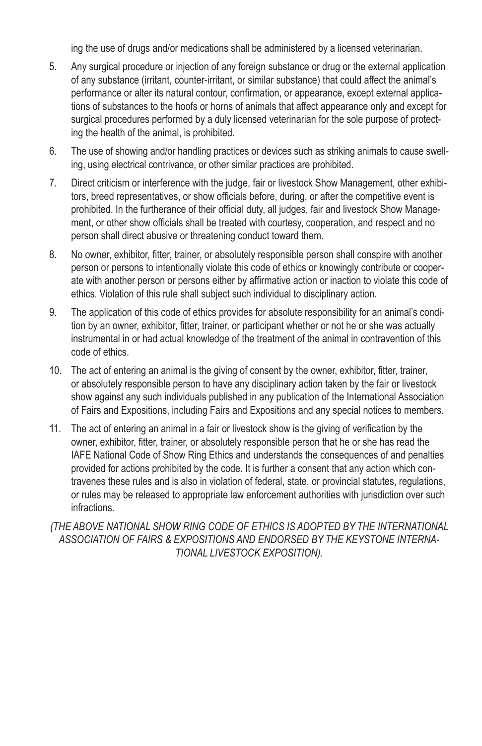ing the use of drugs and/or medications shall be administered by a licensed veterinarian.

5. Any surgical procedure or injection of any foreign substance or drug or the external application of any substance (irritant, counter-irritant, or similar substance) that could affect the animal's performance or alter its natural contour, confirmation, or appearance, except external applications of substances to the hoofs or horns of animals that affect appearance only and except for surgical procedures performed by a duly licensed veterinarian for the sole purpose of protecting the health of the animal, is prohibited.

6. The use of showing and/or handling practices or devices such as striking animals to cause swelling, using electrical contrivance, or other similar practices are prohibited.

7. Direct criticism or interference with the judge, fair or livestock Show Management, other exhibitors, breed representatives, or show officials before, during, or after the competitive event is prohibited. In the furtherance of their official duty, all judges, fair and livestock Show Management, or other show officials shall be treated with courtesy, cooperation, and respect and no person shall direct abusive or threatening conduct toward them.

8. No owner, exhibitor, fitter, trainer, or absolutely responsible person shall conspire with another person or persons to intentionally violate this code of ethics or knowingly contribute or cooperate with another person or persons either by affirmative action or inaction to violate this code of ethics. Violation of this rule shall subject such individual to disciplinary action.

9. The application of this code of ethics provides for absolute responsibility for an animal's condition by an owner, exhibitor, fitter, trainer, or participant whether or not he or she was actually instrumental in or had actual knowledge of the treatment of the animal in contravention of this code of ethics.

10. The act of entering an animal is the giving of consent by the owner, exhibitor, fitter, trainer, or absolutely responsible person to have any disciplinary action taken by the fair or livestock show against any such individuals published in any publication of the International Association of Fairs and Expositions, including Fairs and Expositions and any special notices to members.

11. The act of entering an animal in a fair or livestock show is the giving of verification by the owner, exhibitor, fitter, trainer, or absolutely responsible person that he or she has read the IAFE National Code of Show Ring Ethics and understands the consequences of and penalties provided for actions prohibited by the code. It is further a consent that any action which contravenes these rules and is also in violation of federal, state, or provincial statutes, regulations, or rules may be released to appropriate law enforcement authorities with jurisdiction over such infractions.

*(THE ABOVE NATIONAL SHOW RING CODE OF ETHICS IS ADOPTED BY THE INTERNATIONAL ASSOCIATION OF FAIRS & EXPOSITIONS AND ENDORSED BY THE KEYSTONE INTERNATIONAL LIVESTOCK EXPOSITION).*